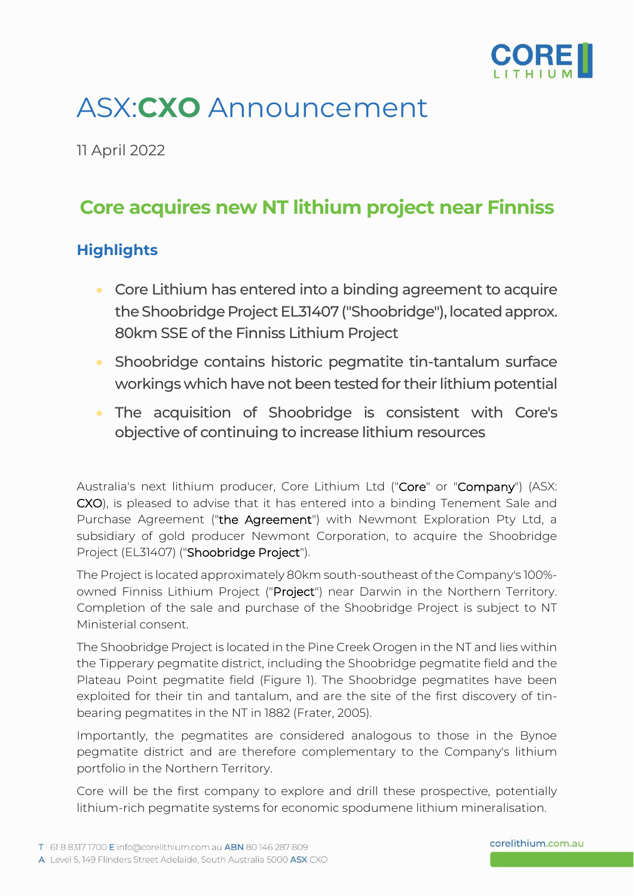# ASX:**CXO** Announcement

11 April 2022

## Core acquires new NT lithium project near Finniss

### Highlights

- Core Lithium has entered into a binding agreement to acquire the Shoobridge Project EL31407 ("Shoobridge"), located approx. 80km SSE of the Finniss Lithium Project
- Shoobridge contains historic pegmatite tin-tantalum surface workings which have not been tested for their lithium potential
- The acquisition of Shoobridge is consistent with Core's objective of continuing to increase lithium resources

Australia's next lithium producer, Core Lithium Ltd ("Core" or "Company") (ASX: CXO), is pleased to advise that it has entered into a binding Tenement Sale and Purchase Agreement ("the Agreement") with Newmont Exploration Pty Ltd, a subsidiary of gold producer Newmont Corporation, to acquire the Shoobridge Project (EL31407) ("Shoobridge Project").

The Project is located approximately 80km south-southeast of the Company's 100%-owned Finniss Lithium Project ("Project") near Darwin in the Northern Territory. Completion of the sale and purchase of the Shoobridge Project is subject to NT Ministerial consent.

The Shoobridge Project is located in the Pine Creek Orogen in the NT and lies within the Tipperary pegmatite district, including the Shoobridge pegmatite field and the Plateau Point pegmatite field (Figure 1). The Shoobridge pegmatites have been exploited for their tin and tantalum, and are the site of the first discovery of tin-bearing pegmatites in the NT in 1882 (Frater, 2005).

Importantly, the pegmatites are considered analogous to those in the Bynoe pegmatite district and are therefore complementary to the Company's lithium portfolio in the Northern Territory.

Core will be the first company to explore and drill these prospective, potentially lithium-rich pegmatite systems for economic spodumene lithium mineralisation.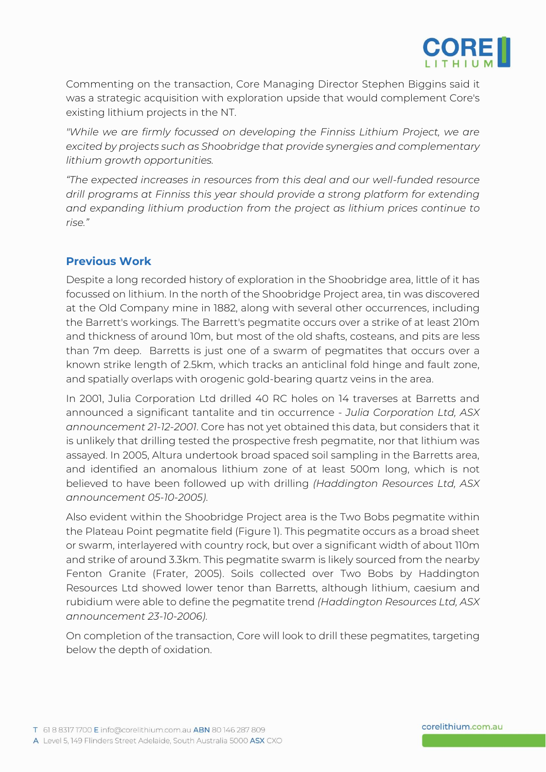Commenting on the transaction, Core Managing Director Stephen Biggins said it was a strategic acquisition with exploration upside that would complement Core's existing lithium projects in the NT.

*"While we are firmly focussed on developing the Finniss Lithium Project, we are excited by projects such as Shoobridge that provide synergies and complementary lithium growth opportunities.*

*"The expected increases in resources from this deal and our well-funded resource drill programs at Finniss this year should provide a strong platform for extending and expanding lithium production from the project as lithium prices continue to rise."*

## Previous Work

Despite a long recorded history of exploration in the Shoobridge area, little of it has focussed on lithium. In the north of the Shoobridge Project area, tin was discovered at the Old Company mine in 1882, along with several other occurrences, including the Barrett's workings. The Barrett's pegmatite occurs over a strike of at least 210m and thickness of around 10m, but most of the old shafts, costeans, and pits are less than 7m deep. Barretts is just one of a swarm of pegmatites that occurs over a known strike length of 2.5km, which tracks an anticlinal fold hinge and fault zone, and spatially overlaps with orogenic gold-bearing quartz veins in the area.

In 2001, Julia Corporation Ltd drilled 40 RC holes on 14 traverses at Barretts and announced a significant tantalite and tin occurrence - *Julia Corporation Ltd, ASX announcement 21-12-2001*. Core has not yet obtained this data, but considers that it is unlikely that drilling tested the prospective fresh pegmatite, nor that lithium was assayed. In 2005, Altura undertook broad spaced soil sampling in the Barretts area, and identified an anomalous lithium zone of at least 500m long, which is not believed to have been followed up with drilling *(Haddington Resources Ltd, ASX announcement 05-10-2005)*.

Also evident within the Shoobridge Project area is the Two Bobs pegmatite within the Plateau Point pegmatite field (Figure 1). This pegmatite occurs as a broad sheet or swarm, interlayered with country rock, but over a significant width of about 110m and strike of around 3.3km. This pegmatite swarm is likely sourced from the nearby Fenton Granite (Frater, 2005). Soils collected over Two Bobs by Haddington Resources Ltd showed lower tenor than Barretts, although lithium, caesium and rubidium were able to define the pegmatite trend *(Haddington Resources Ltd, ASX announcement 23-10-2006)*.

On completion of the transaction, Core will look to drill these pegmatites, targeting below the depth of oxidation.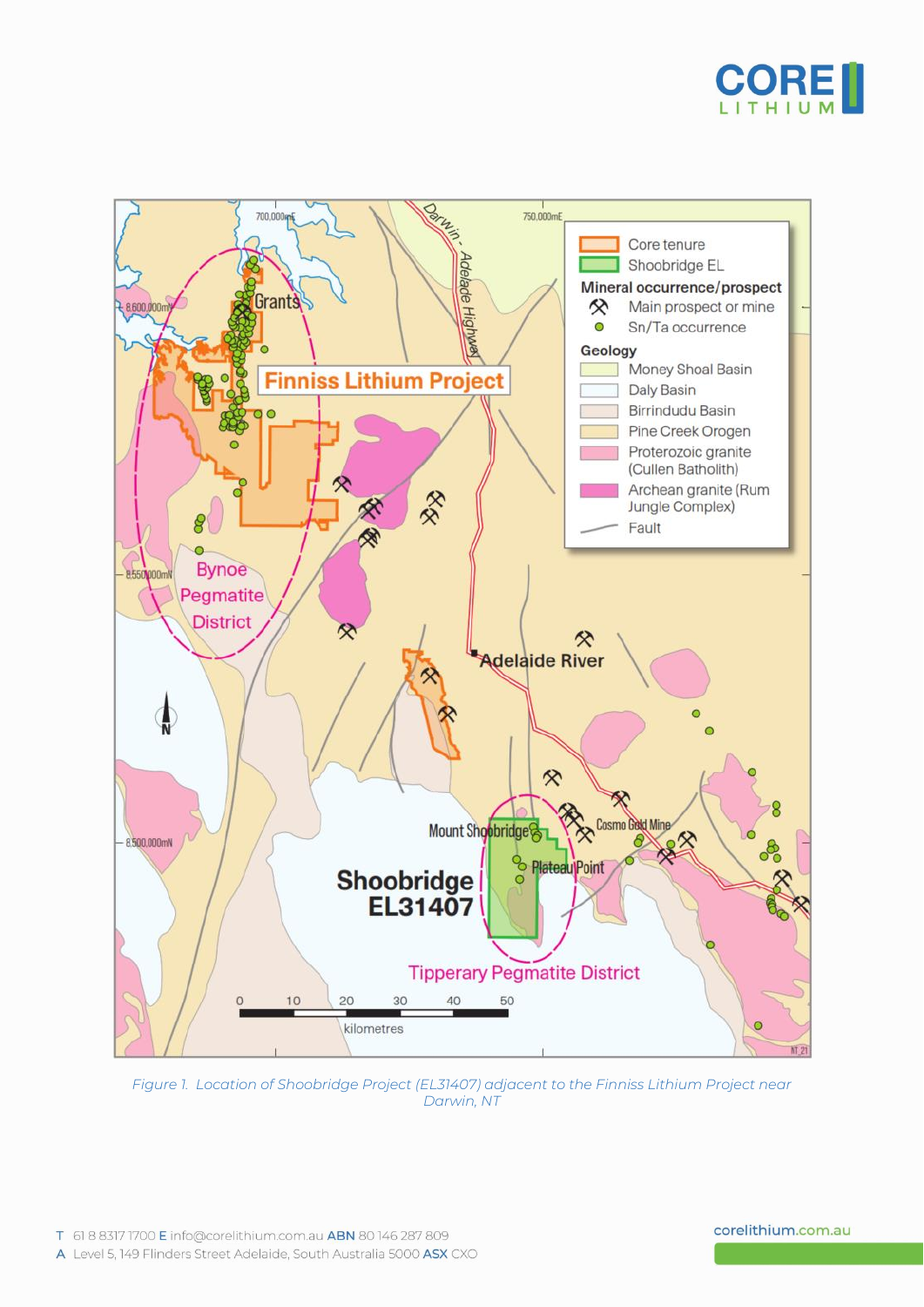Figure 1. Location of Shoobridge Project (EL31407) adjacent to the Finniss Lithium Project near Darwin, NT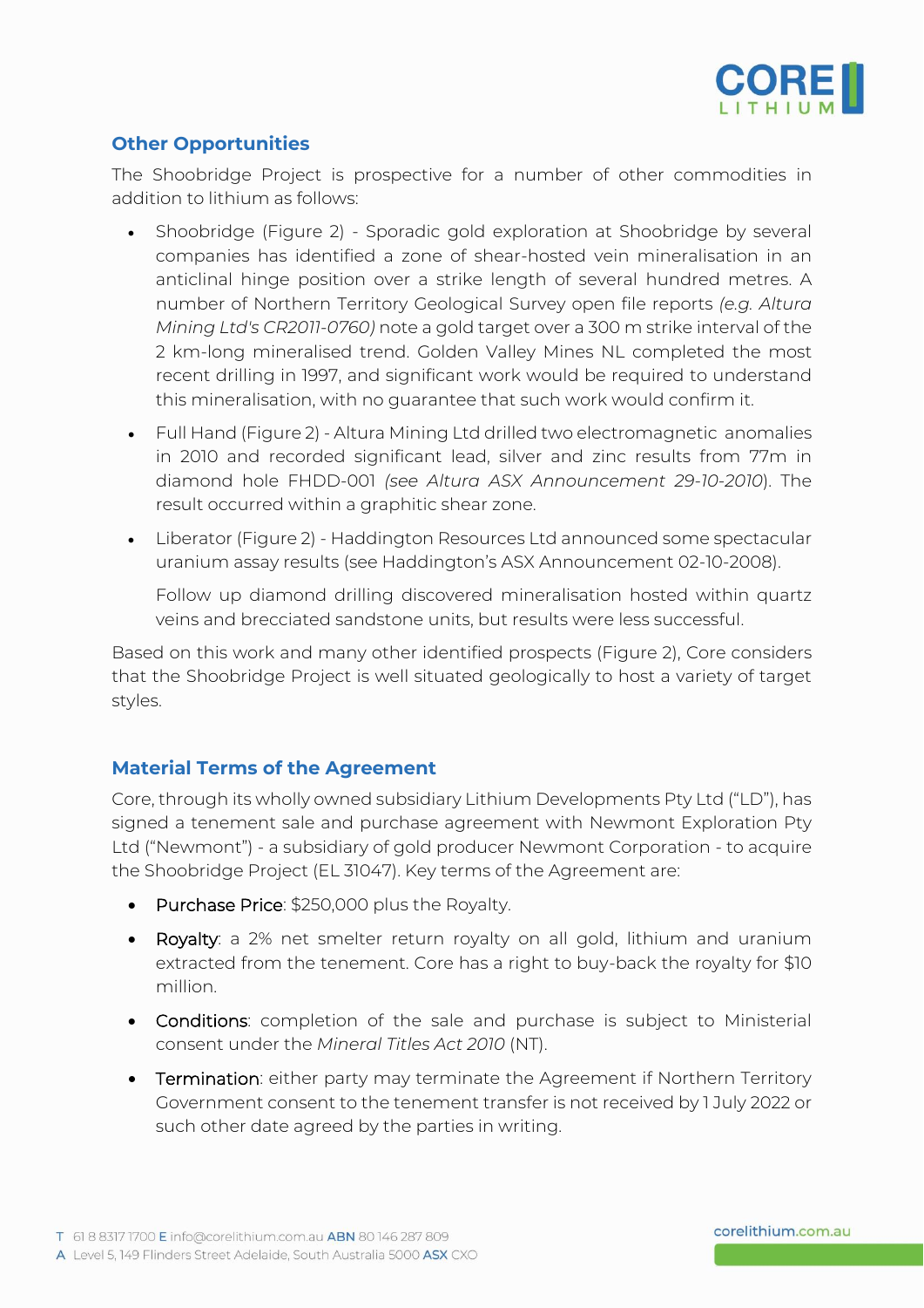## Other Opportunities

The Shoobridge Project is prospective for a number of other commodities in addition to lithium as follows:

- Shoobridge (Figure 2) - Sporadic gold exploration at Shoobridge by several companies has identified a zone of shear-hosted vein mineralisation in an anticlinal hinge position over a strike length of several hundred metres. A number of Northern Territory Geological Survey open file reports *(e.g. Altura Mining Ltd's CR2011-0760)* note a gold target over a 300 m strike interval of the 2 km-long mineralised trend. Golden Valley Mines NL completed the most recent drilling in 1997, and significant work would be required to understand this mineralisation, with no guarantee that such work would confirm it.
- Full Hand (Figure 2) - Altura Mining Ltd drilled two electromagnetic anomalies in 2010 and recorded significant lead, silver and zinc results from 77m in diamond hole FHDD-001 *(see Altura ASX Announcement 29-10-2010)*. The result occurred within a graphitic shear zone.
- Liberator (Figure 2) - Haddington Resources Ltd announced some spectacular uranium assay results (see Haddington's ASX Announcement 02-10-2008).

  Follow up diamond drilling discovered mineralisation hosted within quartz veins and brecciated sandstone units, but results were less successful.

Based on this work and many other identified prospects (Figure 2), Core considers that the Shoobridge Project is well situated geologically to host a variety of target styles.

## Material Terms of the Agreement

Core, through its wholly owned subsidiary Lithium Developments Pty Ltd ("LD"), has signed a tenement sale and purchase agreement with Newmont Exploration Pty Ltd ("Newmont") - a subsidiary of gold producer Newmont Corporation - to acquire the Shoobridge Project (EL 31047). Key terms of the Agreement are:

- Purchase Price: $250,000 plus the Royalty.
- Royalty: a 2% net smelter return royalty on all gold, lithium and uranium extracted from the tenement. Core has a right to buy-back the royalty for $10 million.
- Conditions: completion of the sale and purchase is subject to Ministerial consent under the *Mineral Titles Act 2010* (NT).
- Termination: either party may terminate the Agreement if Northern Territory Government consent to the tenement transfer is not received by 1 July 2022 or such other date agreed by the parties in writing.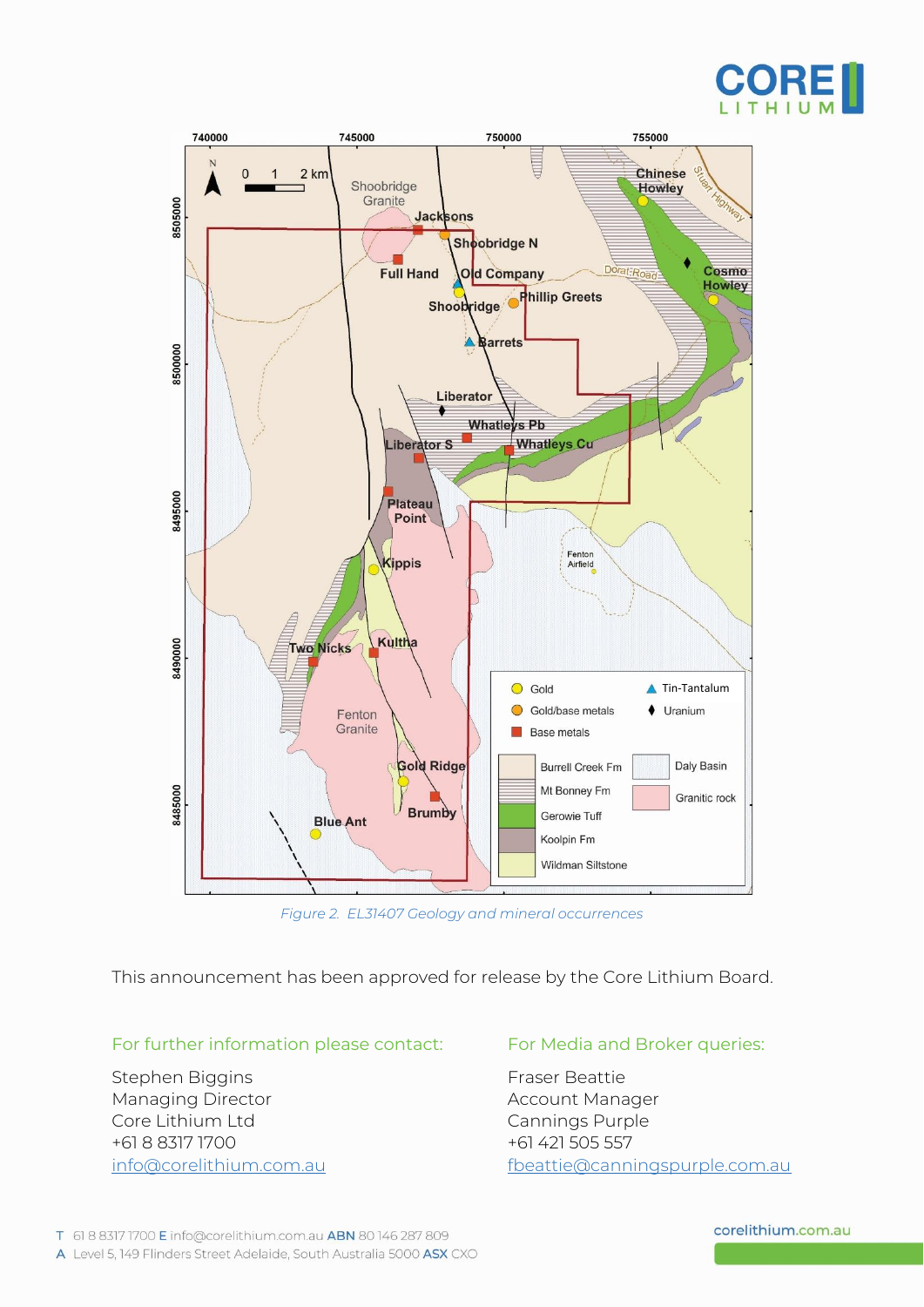*Figure 2. EL31407 Geology and mineral occurrences*

This announcement has been approved for release by the Core Lithium Board.

For further information please contact:

Stephen Biggins
Managing Director
Core Lithium Ltd
+61 8 8317 1700
info@corelithium.com.au

For Media and Broker queries:

Fraser Beattie
Account Manager
Cannings Purple
+61 421 505 557
fbeattie@canningspurple.com.au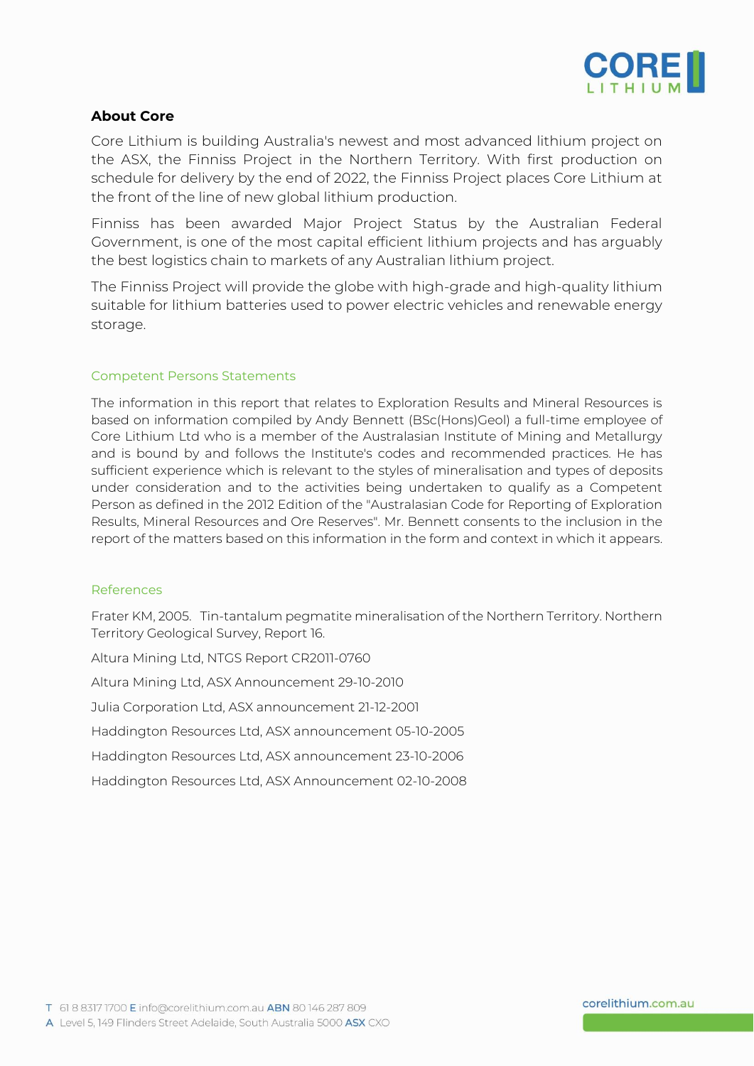## About Core

Core Lithium is building Australia's newest and most advanced lithium project on the ASX, the Finniss Project in the Northern Territory. With first production on schedule for delivery by the end of 2022, the Finniss Project places Core Lithium at the front of the line of new global lithium production.

Finniss has been awarded Major Project Status by the Australian Federal Government, is one of the most capital efficient lithium projects and has arguably the best logistics chain to markets of any Australian lithium project.

The Finniss Project will provide the globe with high-grade and high-quality lithium suitable for lithium batteries used to power electric vehicles and renewable energy storage.

### Competent Persons Statements

The information in this report that relates to Exploration Results and Mineral Resources is based on information compiled by Andy Bennett (BSc(Hons)Geol) a full-time employee of Core Lithium Ltd who is a member of the Australasian Institute of Mining and Metallurgy and is bound by and follows the Institute's codes and recommended practices. He has sufficient experience which is relevant to the styles of mineralisation and types of deposits under consideration and to the activities being undertaken to qualify as a Competent Person as defined in the 2012 Edition of the "Australasian Code for Reporting of Exploration Results, Mineral Resources and Ore Reserves". Mr. Bennett consents to the inclusion in the report of the matters based on this information in the form and context in which it appears.

### References

Frater KM, 2005. Tin-tantalum pegmatite mineralisation of the Northern Territory. Northern Territory Geological Survey, Report 16.

Altura Mining Ltd, NTGS Report CR2011-0760

Altura Mining Ltd, ASX Announcement 29-10-2010

Julia Corporation Ltd, ASX announcement 21-12-2001

Haddington Resources Ltd, ASX announcement 05-10-2005

Haddington Resources Ltd, ASX announcement 23-10-2006

Haddington Resources Ltd, ASX Announcement 02-10-2008